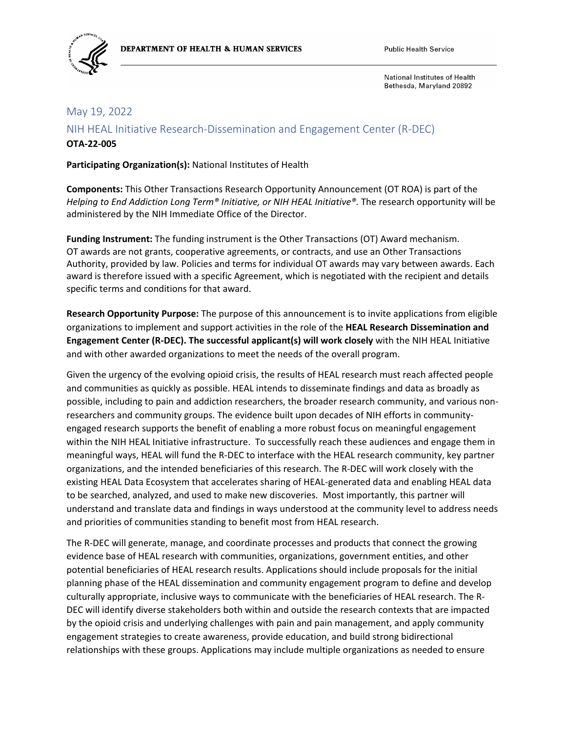DEPARTMENT OF HEALTH & HUMAN SERVICES

Public Health Service

National Institutes of Health
Bethesda, Maryland 20892

## May 19, 2022

## NIH HEAL Initiative Research-Dissemination and Engagement Center (R-DEC)

**OTA-22-005**

**Participating Organization(s):** National Institutes of Health

**Components:** This Other Transactions Research Opportunity Announcement (OT ROA) is part of the *Helping to End Addiction Long Term® Initiative, or NIH HEAL Initiative®.* The research opportunity will be administered by the NIH Immediate Office of the Director.

**Funding Instrument:** The funding instrument is the Other Transactions (OT) Award mechanism. OT awards are not grants, cooperative agreements, or contracts, and use an Other Transactions Authority, provided by law. Policies and terms for individual OT awards may vary between awards. Each award is therefore issued with a specific Agreement, which is negotiated with the recipient and details specific terms and conditions for that award.

**Research Opportunity Purpose:** The purpose of this announcement is to invite applications from eligible organizations to implement and support activities in the role of the **HEAL Research Dissemination and Engagement Center (R-DEC). The successful applicant(s) will work closely** with the NIH HEAL Initiative and with other awarded organizations to meet the needs of the overall program.

Given the urgency of the evolving opioid crisis, the results of HEAL research must reach affected people and communities as quickly as possible. HEAL intends to disseminate findings and data as broadly as possible, including to pain and addiction researchers, the broader research community, and various non-researchers and community groups. The evidence built upon decades of NIH efforts in community-engaged research supports the benefit of enabling a more robust focus on meaningful engagement within the NIH HEAL Initiative infrastructure. To successfully reach these audiences and engage them in meaningful ways, HEAL will fund the R-DEC to interface with the HEAL research community, key partner organizations, and the intended beneficiaries of this research. The R-DEC will work closely with the existing HEAL Data Ecosystem that accelerates sharing of HEAL-generated data and enabling HEAL data to be searched, analyzed, and used to make new discoveries. Most importantly, this partner will understand and translate data and findings in ways understood at the community level to address needs and priorities of communities standing to benefit most from HEAL research.

The R-DEC will generate, manage, and coordinate processes and products that connect the growing evidence base of HEAL research with communities, organizations, government entities, and other potential beneficiaries of HEAL research results. Applications should include proposals for the initial planning phase of the HEAL dissemination and community engagement program to define and develop culturally appropriate, inclusive ways to communicate with the beneficiaries of HEAL research. The R-DEC will identify diverse stakeholders both within and outside the research contexts that are impacted by the opioid crisis and underlying challenges with pain and pain management, and apply community engagement strategies to create awareness, provide education, and build strong bidirectional relationships with these groups. Applications may include multiple organizations as needed to ensure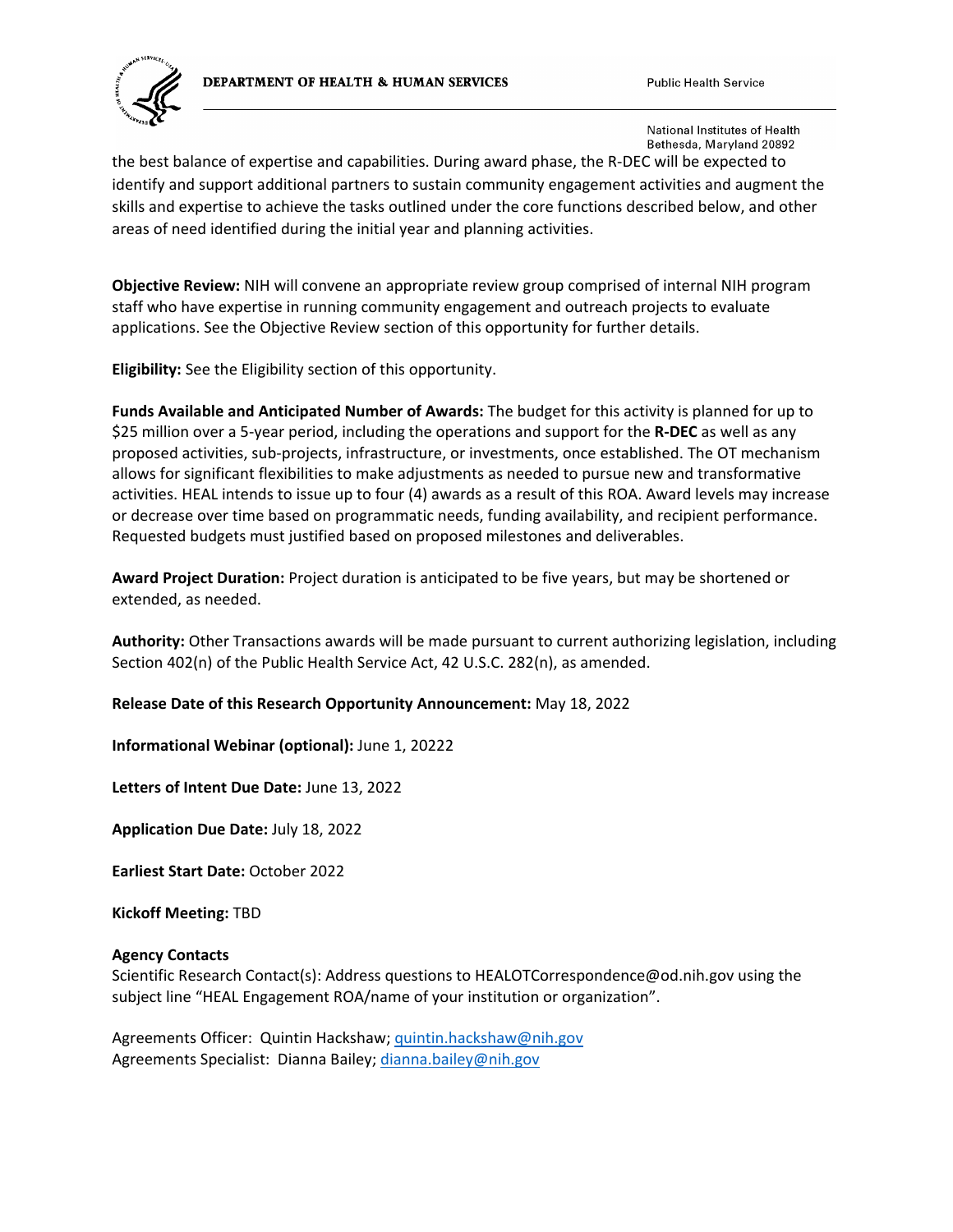the best balance of expertise and capabilities. During award phase, the R-DEC will be expected to identify and support additional partners to sustain community engagement activities and augment the skills and expertise to achieve the tasks outlined under the core functions described below, and other areas of need identified during the initial year and planning activities.

**Objective Review:** NIH will convene an appropriate review group comprised of internal NIH program staff who have expertise in running community engagement and outreach projects to evaluate applications. See the Objective Review section of this opportunity for further details.

**Eligibility:** See the Eligibility section of this opportunity.

**Funds Available and Anticipated Number of Awards:** The budget for this activity is planned for up to $25 million over a 5-year period, including the operations and support for the **R-DEC** as well as any proposed activities, sub-projects, infrastructure, or investments, once established. The OT mechanism allows for significant flexibilities to make adjustments as needed to pursue new and transformative activities. HEAL intends to issue up to four (4) awards as a result of this ROA. Award levels may increase or decrease over time based on programmatic needs, funding availability, and recipient performance. Requested budgets must justified based on proposed milestones and deliverables.

**Award Project Duration:** Project duration is anticipated to be five years, but may be shortened or extended, as needed.

**Authority:** Other Transactions awards will be made pursuant to current authorizing legislation, including Section 402(n) of the Public Health Service Act, 42 U.S.C. 282(n), as amended.

**Release Date of this Research Opportunity Announcement:** May 18, 2022

**Informational Webinar (optional):** June 1, 20222

**Letters of Intent Due Date:** June 13, 2022

**Application Due Date:** July 18, 2022

**Earliest Start Date:** October 2022

**Kickoff Meeting:** TBD

**Agency Contacts**

Scientific Research Contact(s): Address questions to HEALOTCorrespondence@od.nih.gov using the subject line "HEAL Engagement ROA/name of your institution or organization".

Agreements Officer: Quintin Hackshaw; quintin.hackshaw@nih.gov
Agreements Specialist: Dianna Bailey; dianna.bailey@nih.gov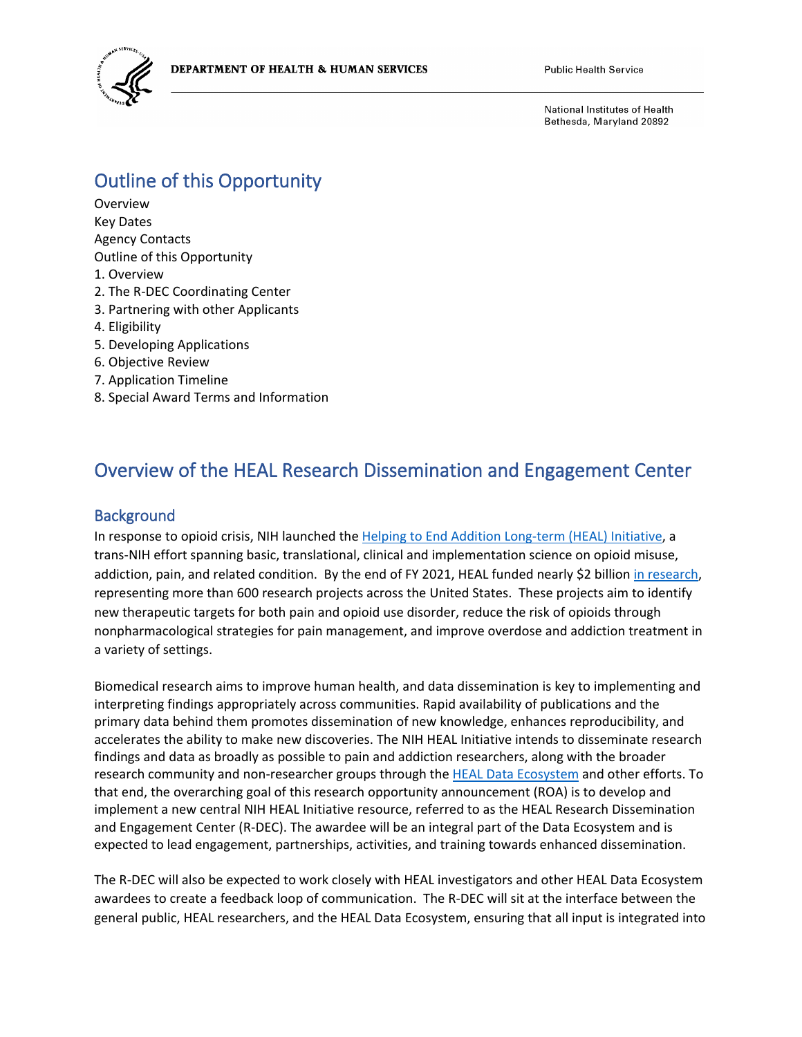## Outline of this Opportunity

Overview
Key Dates
Agency Contacts
Outline of this Opportunity
1. Overview
2. The R-DEC Coordinating Center
3. Partnering with other Applicants
4. Eligibility
5. Developing Applications
6. Objective Review
7. Application Timeline
8. Special Award Terms and Information

## Overview of the HEAL Research Dissemination and Engagement Center

### Background

In response to opioid crisis, NIH launched the Helping to End Addition Long-term (HEAL) Initiative, a trans-NIH effort spanning basic, translational, clinical and implementation science on opioid misuse, addiction, pain, and related condition. By the end of FY 2021, HEAL funded nearly $2 billion in research, representing more than 600 research projects across the United States. These projects aim to identify new therapeutic targets for both pain and opioid use disorder, reduce the risk of opioids through nonpharmacological strategies for pain management, and improve overdose and addiction treatment in a variety of settings.

Biomedical research aims to improve human health, and data dissemination is key to implementing and interpreting findings appropriately across communities. Rapid availability of publications and the primary data behind them promotes dissemination of new knowledge, enhances reproducibility, and accelerates the ability to make new discoveries. The NIH HEAL Initiative intends to disseminate research findings and data as broadly as possible to pain and addiction researchers, along with the broader research community and non-researcher groups through the HEAL Data Ecosystem and other efforts. To that end, the overarching goal of this research opportunity announcement (ROA) is to develop and implement a new central NIH HEAL Initiative resource, referred to as the HEAL Research Dissemination and Engagement Center (R-DEC). The awardee will be an integral part of the Data Ecosystem and is expected to lead engagement, partnerships, activities, and training towards enhanced dissemination.

The R-DEC will also be expected to work closely with HEAL investigators and other HEAL Data Ecosystem awardees to create a feedback loop of communication. The R-DEC will sit at the interface between the general public, HEAL researchers, and the HEAL Data Ecosystem, ensuring that all input is integrated into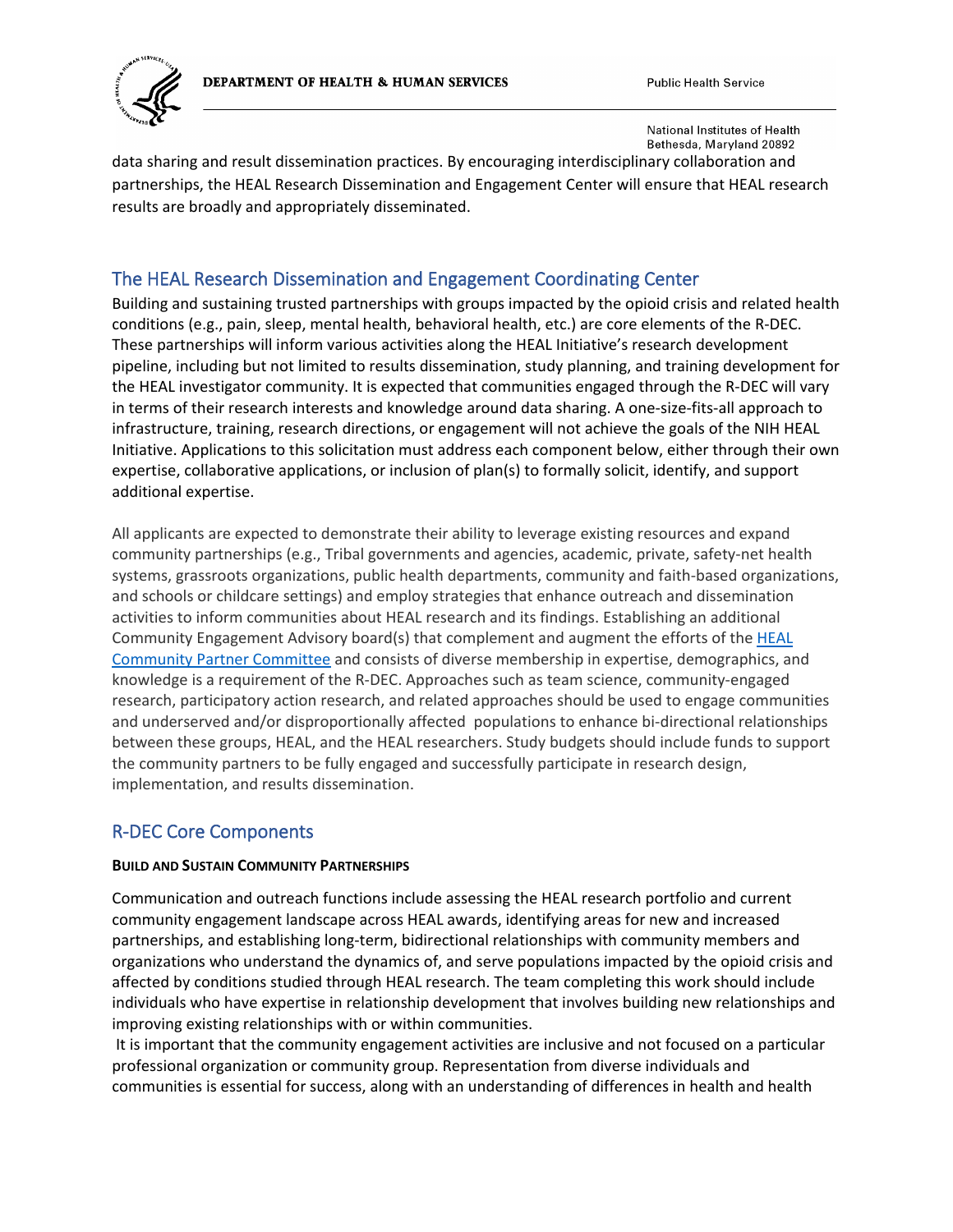data sharing and result dissemination practices. By encouraging interdisciplinary collaboration and partnerships, the HEAL Research Dissemination and Engagement Center will ensure that HEAL research results are broadly and appropriately disseminated.

## The HEAL Research Dissemination and Engagement Coordinating Center

Building and sustaining trusted partnerships with groups impacted by the opioid crisis and related health conditions (e.g., pain, sleep, mental health, behavioral health, etc.) are core elements of the R-DEC. These partnerships will inform various activities along the HEAL Initiative's research development pipeline, including but not limited to results dissemination, study planning, and training development for the HEAL investigator community. It is expected that communities engaged through the R-DEC will vary in terms of their research interests and knowledge around data sharing. A one-size-fits-all approach to infrastructure, training, research directions, or engagement will not achieve the goals of the NIH HEAL Initiative. Applications to this solicitation must address each component below, either through their own expertise, collaborative applications, or inclusion of plan(s) to formally solicit, identify, and support additional expertise.

All applicants are expected to demonstrate their ability to leverage existing resources and expand community partnerships (e.g., Tribal governments and agencies, academic, private, safety-net health systems, grassroots organizations, public health departments, community and faith-based organizations, and schools or childcare settings) and employ strategies that enhance outreach and dissemination activities to inform communities about HEAL research and its findings. Establishing an additional Community Engagement Advisory board(s) that complement and augment the efforts of the HEAL Community Partner Committee and consists of diverse membership in expertise, demographics, and knowledge is a requirement of the R-DEC. Approaches such as team science, community-engaged research, participatory action research, and related approaches should be used to engage communities and underserved and/or disproportionally affected populations to enhance bi-directional relationships between these groups, HEAL, and the HEAL researchers. Study budgets should include funds to support the community partners to be fully engaged and successfully participate in research design, implementation, and results dissemination.

## R-DEC Core Components

### BUILD AND SUSTAIN COMMUNITY PARTNERSHIPS

Communication and outreach functions include assessing the HEAL research portfolio and current community engagement landscape across HEAL awards, identifying areas for new and increased partnerships, and establishing long-term, bidirectional relationships with community members and organizations who understand the dynamics of, and serve populations impacted by the opioid crisis and affected by conditions studied through HEAL research. The team completing this work should include individuals who have expertise in relationship development that involves building new relationships and improving existing relationships with or within communities.

It is important that the community engagement activities are inclusive and not focused on a particular professional organization or community group. Representation from diverse individuals and communities is essential for success, along with an understanding of differences in health and health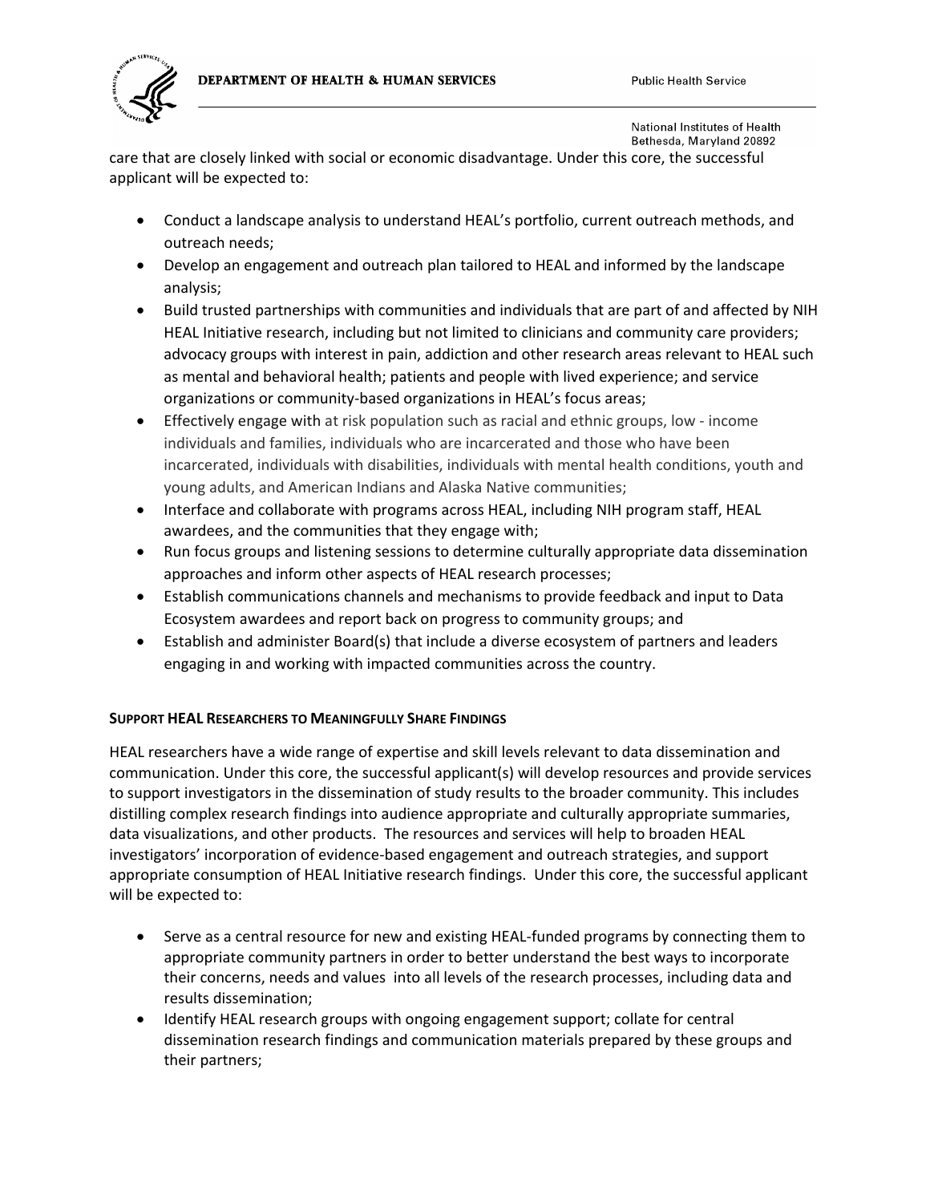care that are closely linked with social or economic disadvantage. Under this core, the successful applicant will be expected to:

- Conduct a landscape analysis to understand HEAL's portfolio, current outreach methods, and outreach needs;
- Develop an engagement and outreach plan tailored to HEAL and informed by the landscape analysis;
- Build trusted partnerships with communities and individuals that are part of and affected by NIH HEAL Initiative research, including but not limited to clinicians and community care providers; advocacy groups with interest in pain, addiction and other research areas relevant to HEAL such as mental and behavioral health; patients and people with lived experience; and service organizations or community-based organizations in HEAL's focus areas;
- Effectively engage with at risk population such as racial and ethnic groups, low - income individuals and families, individuals who are incarcerated and those who have been incarcerated, individuals with disabilities, individuals with mental health conditions, youth and young adults, and American Indians and Alaska Native communities;
- Interface and collaborate with programs across HEAL, including NIH program staff, HEAL awardees, and the communities that they engage with;
- Run focus groups and listening sessions to determine culturally appropriate data dissemination approaches and inform other aspects of HEAL research processes;
- Establish communications channels and mechanisms to provide feedback and input to Data Ecosystem awardees and report back on progress to community groups; and
- Establish and administer Board(s) that include a diverse ecosystem of partners and leaders engaging in and working with impacted communities across the country.

**SUPPORT HEAL RESEARCHERS TO MEANINGFULLY SHARE FINDINGS**

HEAL researchers have a wide range of expertise and skill levels relevant to data dissemination and communication. Under this core, the successful applicant(s) will develop resources and provide services to support investigators in the dissemination of study results to the broader community. This includes distilling complex research findings into audience appropriate and culturally appropriate summaries, data visualizations, and other products. The resources and services will help to broaden HEAL investigators' incorporation of evidence-based engagement and outreach strategies, and support appropriate consumption of HEAL Initiative research findings. Under this core, the successful applicant will be expected to:

- Serve as a central resource for new and existing HEAL-funded programs by connecting them to appropriate community partners in order to better understand the best ways to incorporate their concerns, needs and values into all levels of the research processes, including data and results dissemination;
- Identify HEAL research groups with ongoing engagement support; collate for central dissemination research findings and communication materials prepared by these groups and their partners;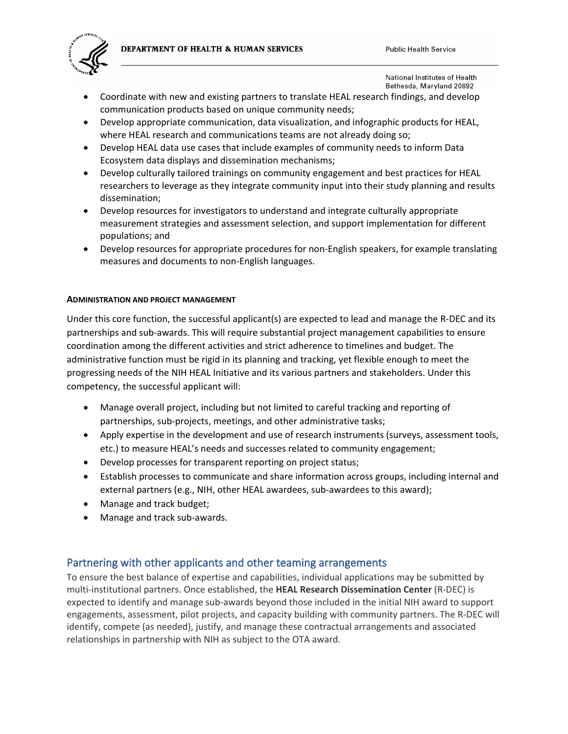- Coordinate with new and existing partners to translate HEAL research findings, and develop communication products based on unique community needs;
- Develop appropriate communication, data visualization, and infographic products for HEAL, where HEAL research and communications teams are not already doing so;
- Develop HEAL data use cases that include examples of community needs to inform Data Ecosystem data displays and dissemination mechanisms;
- Develop culturally tailored trainings on community engagement and best practices for HEAL researchers to leverage as they integrate community input into their study planning and results dissemination;
- Develop resources for investigators to understand and integrate culturally appropriate measurement strategies and assessment selection, and support implementation for different populations; and
- Develop resources for appropriate procedures for non-English speakers, for example translating measures and documents to non-English languages.

#### ADMINISTRATION AND PROJECT MANAGEMENT

Under this core function, the successful applicant(s) are expected to lead and manage the R-DEC and its partnerships and sub-awards. This will require substantial project management capabilities to ensure coordination among the different activities and strict adherence to timelines and budget. The administrative function must be rigid in its planning and tracking, yet flexible enough to meet the progressing needs of the NIH HEAL Initiative and its various partners and stakeholders. Under this competency, the successful applicant will:

- Manage overall project, including but not limited to careful tracking and reporting of partnerships, sub-projects, meetings, and other administrative tasks;
- Apply expertise in the development and use of research instruments (surveys, assessment tools, etc.) to measure HEAL's needs and successes related to community engagement;
- Develop processes for transparent reporting on project status;
- Establish processes to communicate and share information across groups, including internal and external partners (e.g., NIH, other HEAL awardees, sub-awardees to this award);
- Manage and track budget;
- Manage and track sub-awards.

## Partnering with other applicants and other teaming arrangements

To ensure the best balance of expertise and capabilities, individual applications may be submitted by multi-institutional partners. Once established, the **HEAL Research Dissemination Center** (R-DEC) is expected to identify and manage sub-awards beyond those included in the initial NIH award to support engagements, assessment, pilot projects, and capacity building with community partners. The R-DEC will identify, compete (as needed), justify, and manage these contractual arrangements and associated relationships in partnership with NIH as subject to the OTA award.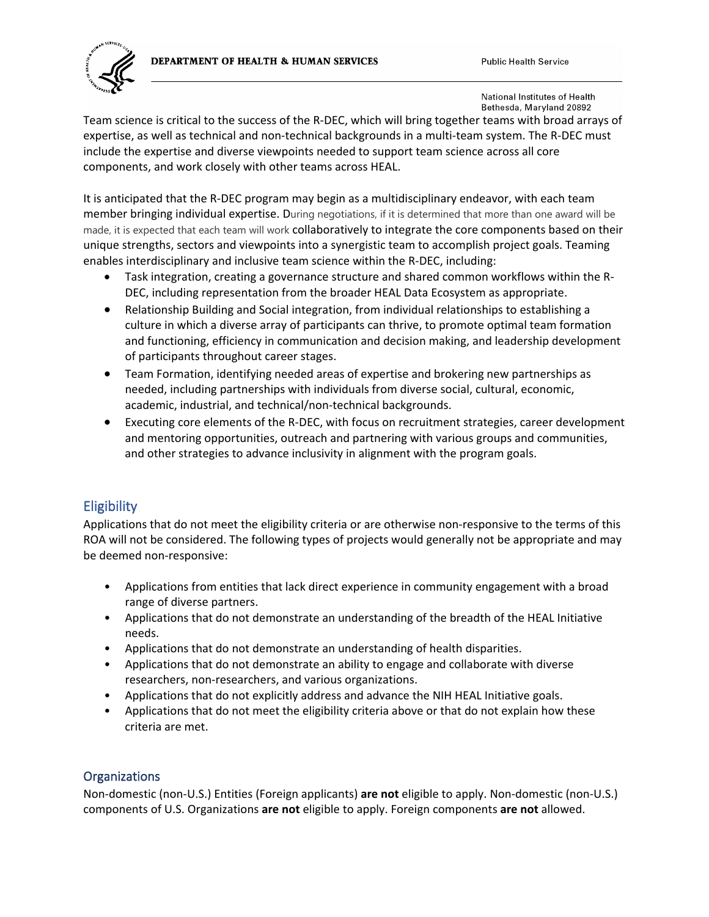Team science is critical to the success of the R-DEC, which will bring together teams with broad arrays of expertise, as well as technical and non-technical backgrounds in a multi-team system. The R-DEC must include the expertise and diverse viewpoints needed to support team science across all core components, and work closely with other teams across HEAL.

It is anticipated that the R-DEC program may begin as a multidisciplinary endeavor, with each team member bringing individual expertise. During negotiations, if it is determined that more than one award will be made, it is expected that each team will work collaboratively to integrate the core components based on their unique strengths, sectors and viewpoints into a synergistic team to accomplish project goals. Teaming enables interdisciplinary and inclusive team science within the R-DEC, including:

- Task integration, creating a governance structure and shared common workflows within the R-DEC, including representation from the broader HEAL Data Ecosystem as appropriate.
- Relationship Building and Social integration, from individual relationships to establishing a culture in which a diverse array of participants can thrive, to promote optimal team formation and functioning, efficiency in communication and decision making, and leadership development of participants throughout career stages.
- Team Formation, identifying needed areas of expertise and brokering new partnerships as needed, including partnerships with individuals from diverse social, cultural, economic, academic, industrial, and technical/non-technical backgrounds.
- Executing core elements of the R-DEC, with focus on recruitment strategies, career development and mentoring opportunities, outreach and partnering with various groups and communities, and other strategies to advance inclusivity in alignment with the program goals.

## Eligibility

Applications that do not meet the eligibility criteria or are otherwise non-responsive to the terms of this ROA will not be considered. The following types of projects would generally not be appropriate and may be deemed non-responsive:

- Applications from entities that lack direct experience in community engagement with a broad range of diverse partners.
- Applications that do not demonstrate an understanding of the breadth of the HEAL Initiative needs.
- Applications that do not demonstrate an understanding of health disparities.
- Applications that do not demonstrate an ability to engage and collaborate with diverse researchers, non-researchers, and various organizations.
- Applications that do not explicitly address and advance the NIH HEAL Initiative goals.
- Applications that do not meet the eligibility criteria above or that do not explain how these criteria are met.

### Organizations

Non-domestic (non-U.S.) Entities (Foreign applicants) **are not** eligible to apply. Non-domestic (non-U.S.) components of U.S. Organizations **are not** eligible to apply. Foreign components **are not** allowed.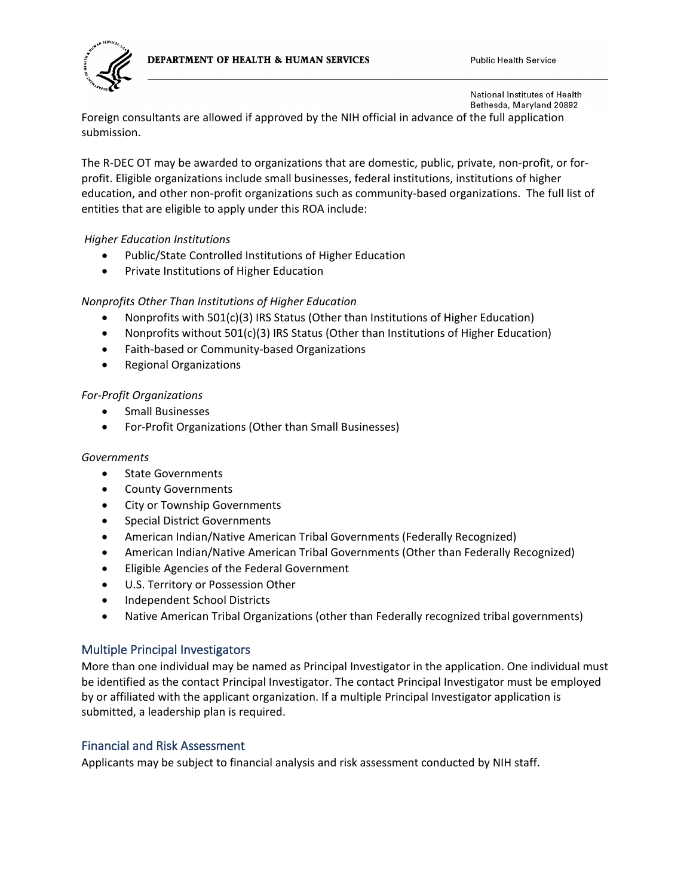Foreign consultants are allowed if approved by the NIH official in advance of the full application submission.

The R-DEC OT may be awarded to organizations that are domestic, public, private, non-profit, or for-profit. Eligible organizations include small businesses, federal institutions, institutions of higher education, and other non-profit organizations such as community-based organizations. The full list of entities that are eligible to apply under this ROA include:

*Higher Education Institutions*

- Public/State Controlled Institutions of Higher Education
- Private Institutions of Higher Education

*Nonprofits Other Than Institutions of Higher Education*

- Nonprofits with 501(c)(3) IRS Status (Other than Institutions of Higher Education)
- Nonprofits without 501(c)(3) IRS Status (Other than Institutions of Higher Education)
- Faith-based or Community-based Organizations
- Regional Organizations

*For-Profit Organizations*

- Small Businesses
- For-Profit Organizations (Other than Small Businesses)

*Governments*

- State Governments
- County Governments
- City or Township Governments
- Special District Governments
- American Indian/Native American Tribal Governments (Federally Recognized)
- American Indian/Native American Tribal Governments (Other than Federally Recognized)
- Eligible Agencies of the Federal Government
- U.S. Territory or Possession Other
- Independent School Districts
- Native American Tribal Organizations (other than Federally recognized tribal governments)

## Multiple Principal Investigators

More than one individual may be named as Principal Investigator in the application. One individual must be identified as the contact Principal Investigator. The contact Principal Investigator must be employed by or affiliated with the applicant organization. If a multiple Principal Investigator application is submitted, a leadership plan is required.

## Financial and Risk Assessment

Applicants may be subject to financial analysis and risk assessment conducted by NIH staff.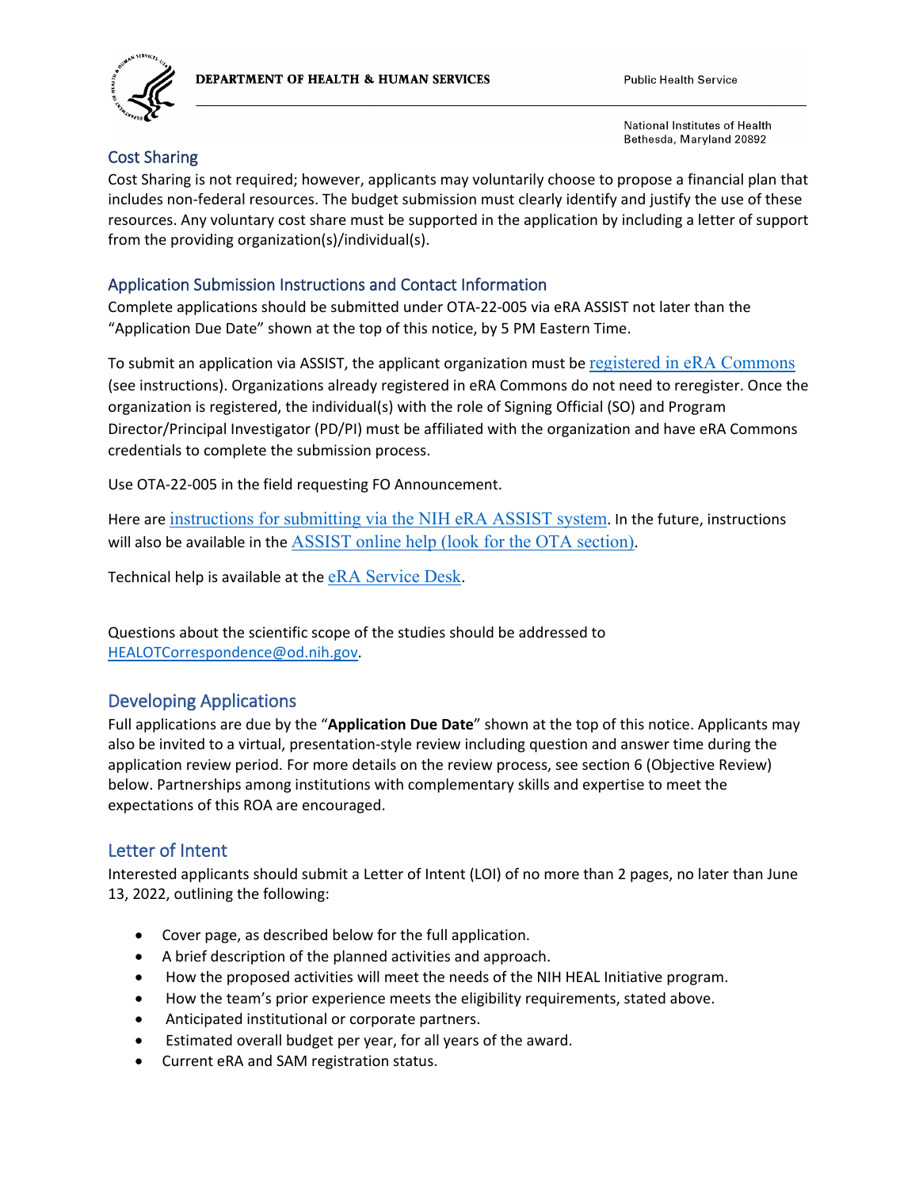## Cost Sharing

Cost Sharing is not required; however, applicants may voluntarily choose to propose a financial plan that includes non-federal resources. The budget submission must clearly identify and justify the use of these resources. Any voluntary cost share must be supported in the application by including a letter of support from the providing organization(s)/individual(s).

### Application Submission Instructions and Contact Information

Complete applications should be submitted under OTA-22-005 via eRA ASSIST not later than the "Application Due Date" shown at the top of this notice, by 5 PM Eastern Time.

To submit an application via ASSIST, the applicant organization must be registered in eRA Commons (see instructions). Organizations already registered in eRA Commons do not need to reregister. Once the organization is registered, the individual(s) with the role of Signing Official (SO) and Program Director/Principal Investigator (PD/PI) must be affiliated with the organization and have eRA Commons credentials to complete the submission process.

Use OTA-22-005 in the field requesting FO Announcement.

Here are instructions for submitting via the NIH eRA ASSIST system. In the future, instructions will also be available in the ASSIST online help (look for the OTA section).

Technical help is available at the eRA Service Desk.

Questions about the scientific scope of the studies should be addressed to HEALOTCorrespondence@od.nih.gov.

## Developing Applications

Full applications are due by the "**Application Due Date**" shown at the top of this notice. Applicants may also be invited to a virtual, presentation-style review including question and answer time during the application review period. For more details on the review process, see section 6 (Objective Review) below. Partnerships among institutions with complementary skills and expertise to meet the expectations of this ROA are encouraged.

## Letter of Intent

Interested applicants should submit a Letter of Intent (LOI) of no more than 2 pages, no later than June 13, 2022, outlining the following:

- Cover page, as described below for the full application.
- A brief description of the planned activities and approach.
- How the proposed activities will meet the needs of the NIH HEAL Initiative program.
- How the team's prior experience meets the eligibility requirements, stated above.
- Anticipated institutional or corporate partners.
- Estimated overall budget per year, for all years of the award.
- Current eRA and SAM registration status.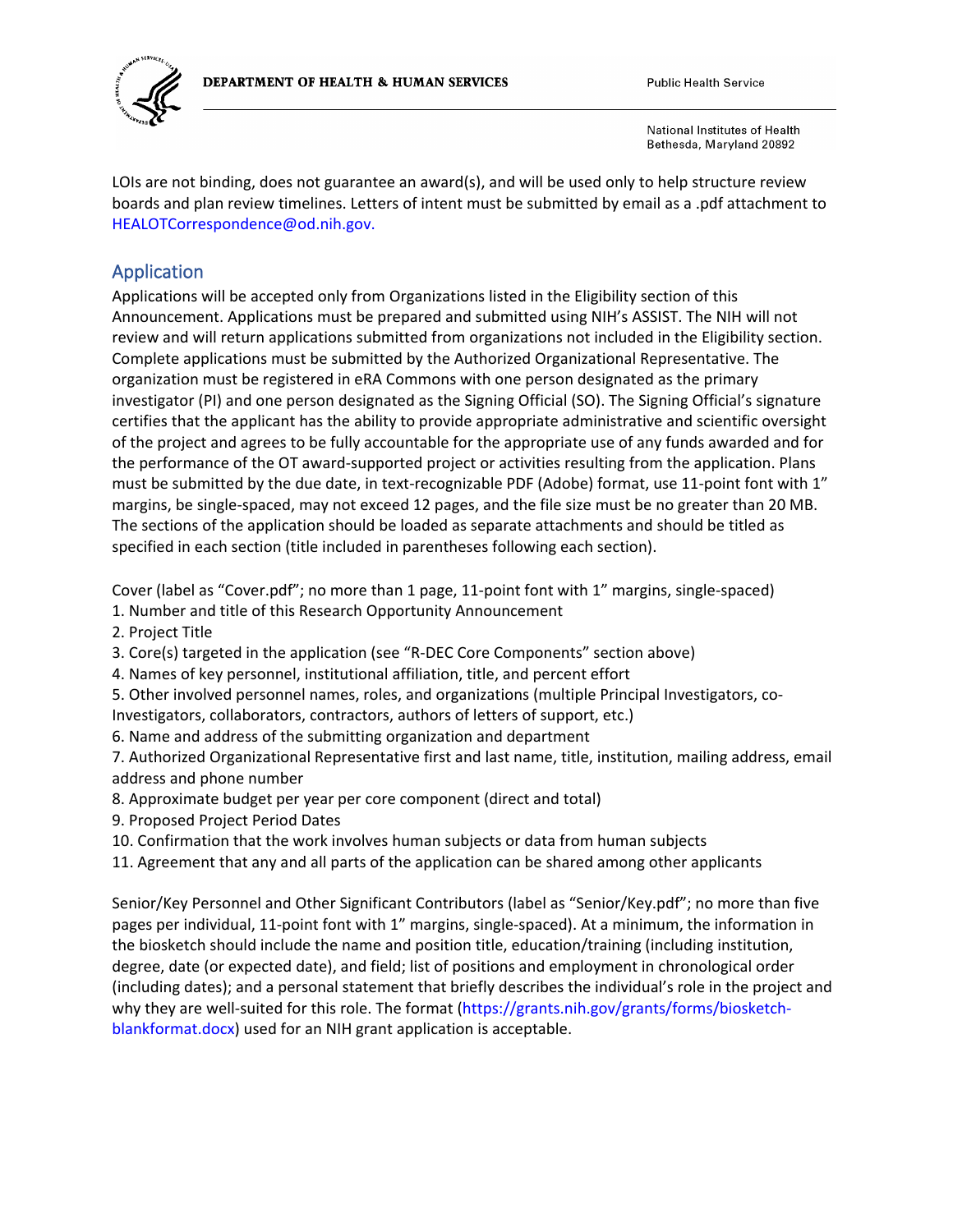LOIs are not binding, does not guarantee an award(s), and will be used only to help structure review boards and plan review timelines. Letters of intent must be submitted by email as a .pdf attachment to HEALOTCorrespondence@od.nih.gov.

## Application

Applications will be accepted only from Organizations listed in the Eligibility section of this Announcement. Applications must be prepared and submitted using NIH's ASSIST. The NIH will not review and will return applications submitted from organizations not included in the Eligibility section. Complete applications must be submitted by the Authorized Organizational Representative. The organization must be registered in eRA Commons with one person designated as the primary investigator (PI) and one person designated as the Signing Official (SO). The Signing Official's signature certifies that the applicant has the ability to provide appropriate administrative and scientific oversight of the project and agrees to be fully accountable for the appropriate use of any funds awarded and for the performance of the OT award-supported project or activities resulting from the application. Plans must be submitted by the due date, in text-recognizable PDF (Adobe) format, use 11-point font with 1" margins, be single-spaced, may not exceed 12 pages, and the file size must be no greater than 20 MB. The sections of the application should be loaded as separate attachments and should be titled as specified in each section (title included in parentheses following each section).

Cover (label as "Cover.pdf"; no more than 1 page, 11-point font with 1" margins, single-spaced)

1. Number and title of this Research Opportunity Announcement
2. Project Title
3. Core(s) targeted in the application (see "R-DEC Core Components" section above)
4. Names of key personnel, institutional affiliation, title, and percent effort
5. Other involved personnel names, roles, and organizations (multiple Principal Investigators, co-Investigators, collaborators, contractors, authors of letters of support, etc.)
6. Name and address of the submitting organization and department
7. Authorized Organizational Representative first and last name, title, institution, mailing address, email address and phone number
8. Approximate budget per year per core component (direct and total)
9. Proposed Project Period Dates
10. Confirmation that the work involves human subjects or data from human subjects
11. Agreement that any and all parts of the application can be shared among other applicants

Senior/Key Personnel and Other Significant Contributors (label as "Senior/Key.pdf"; no more than five pages per individual, 11-point font with 1" margins, single-spaced). At a minimum, the information in the biosketch should include the name and position title, education/training (including institution, degree, date (or expected date), and field; list of positions and employment in chronological order (including dates); and a personal statement that briefly describes the individual's role in the project and why they are well-suited for this role. The format (https://grants.nih.gov/grants/forms/biosketch-blankformat.docx) used for an NIH grant application is acceptable.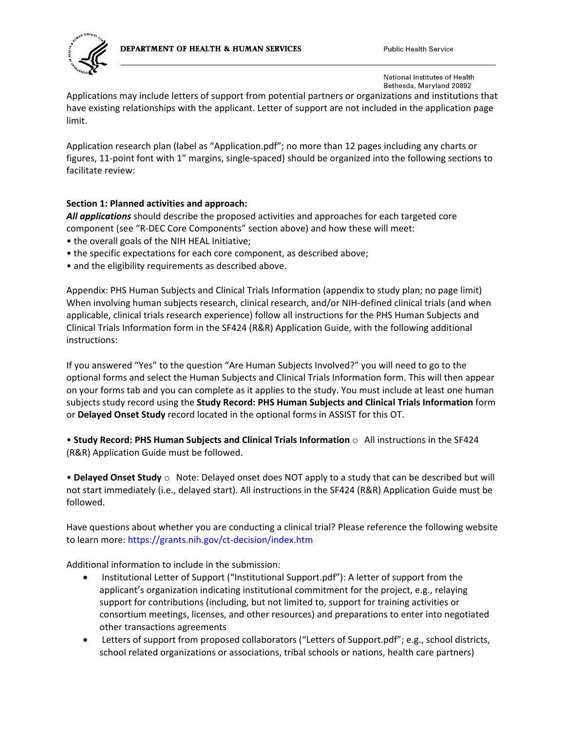Applications may include letters of support from potential partners or organizations and institutions that have existing relationships with the applicant. Letter of support are not included in the application page limit.

Application research plan (label as "Application.pdf"; no more than 12 pages including any charts or figures, 11-point font with 1" margins, single-spaced) should be organized into the following sections to facilitate review:

**Section 1: Planned activities and approach:**

***All applications*** should describe the proposed activities and approaches for each targeted core component (see "R-DEC Core Components" section above) and how these will meet:

- the overall goals of the NIH HEAL Initiative;
- the specific expectations for each core component, as described above;
- and the eligibility requirements as described above.

Appendix: PHS Human Subjects and Clinical Trials Information (appendix to study plan; no page limit) When involving human subjects research, clinical research, and/or NIH-defined clinical trials (and when applicable, clinical trials research experience) follow all instructions for the PHS Human Subjects and Clinical Trials Information form in the SF424 (R&R) Application Guide, with the following additional instructions:

If you answered "Yes" to the question "Are Human Subjects Involved?" you will need to go to the optional forms and select the Human Subjects and Clinical Trials Information form. This will then appear on your forms tab and you can complete as it applies to the study. You must include at least one human subjects study record using the **Study Record: PHS Human Subjects and Clinical Trials Information** form or **Delayed Onset Study** record located in the optional forms in ASSIST for this OT.

- **Study Record: PHS Human Subjects and Clinical Trials Information**
  - All instructions in the SF424 (R&R) Application Guide must be followed.

- **Delayed Onset Study**
  - Note: Delayed onset does NOT apply to a study that can be described but will not start immediately (i.e., delayed start). All instructions in the SF424 (R&R) Application Guide must be followed.

Have questions about whether you are conducting a clinical trial? Please reference the following website to learn more: https://grants.nih.gov/ct-decision/index.htm

Additional information to include in the submission:

- Institutional Letter of Support ("Institutional Support.pdf"): A letter of support from the applicant's organization indicating institutional commitment for the project, e.g., relaying support for contributions (including, but not limited to, support for training activities or consortium meetings, licenses, and other resources) and preparations to enter into negotiated other transactions agreements
- Letters of support from proposed collaborators ("Letters of Support.pdf"; e.g., school districts, school related organizations or associations, tribal schools or nations, health care partners)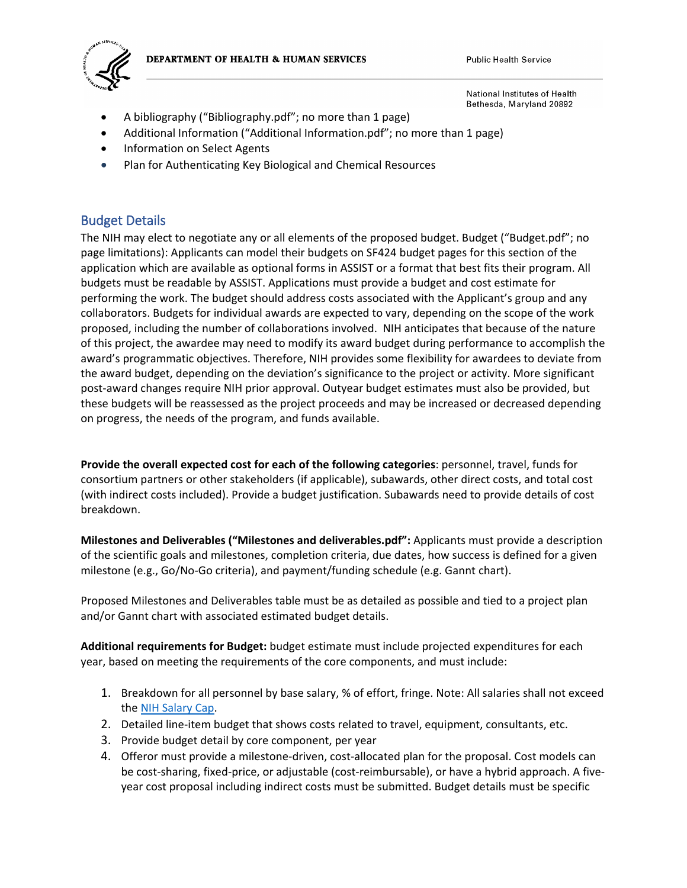- A bibliography ("Bibliography.pdf"; no more than 1 page)
- Additional Information ("Additional Information.pdf"; no more than 1 page)
- Information on Select Agents
- Plan for Authenticating Key Biological and Chemical Resources

## Budget Details

The NIH may elect to negotiate any or all elements of the proposed budget. Budget ("Budget.pdf"; no page limitations): Applicants can model their budgets on SF424 budget pages for this section of the application which are available as optional forms in ASSIST or a format that best fits their program. All budgets must be readable by ASSIST. Applications must provide a budget and cost estimate for performing the work. The budget should address costs associated with the Applicant's group and any collaborators. Budgets for individual awards are expected to vary, depending on the scope of the work proposed, including the number of collaborations involved. NIH anticipates that because of the nature of this project, the awardee may need to modify its award budget during performance to accomplish the award's programmatic objectives. Therefore, NIH provides some flexibility for awardees to deviate from the award budget, depending on the deviation's significance to the project or activity. More significant post-award changes require NIH prior approval. Outyear budget estimates must also be provided, but these budgets will be reassessed as the project proceeds and may be increased or decreased depending on progress, the needs of the program, and funds available.

**Provide the overall expected cost for each of the following categories**: personnel, travel, funds for consortium partners or other stakeholders (if applicable), subawards, other direct costs, and total cost (with indirect costs included). Provide a budget justification. Subawards need to provide details of cost breakdown.

**Milestones and Deliverables ("Milestones and deliverables.pdf":** Applicants must provide a description of the scientific goals and milestones, completion criteria, due dates, how success is defined for a given milestone (e.g., Go/No-Go criteria), and payment/funding schedule (e.g. Gannt chart).

Proposed Milestones and Deliverables table must be as detailed as possible and tied to a project plan and/or Gannt chart with associated estimated budget details.

**Additional requirements for Budget:** budget estimate must include projected expenditures for each year, based on meeting the requirements of the core components, and must include:

1. Breakdown for all personnel by base salary, % of effort, fringe. Note: All salaries shall not exceed the NIH Salary Cap.
2. Detailed line-item budget that shows costs related to travel, equipment, consultants, etc.
3. Provide budget detail by core component, per year
4. Offeror must provide a milestone-driven, cost-allocated plan for the proposal. Cost models can be cost-sharing, fixed-price, or adjustable (cost-reimbursable), or have a hybrid approach. A five-year cost proposal including indirect costs must be submitted. Budget details must be specific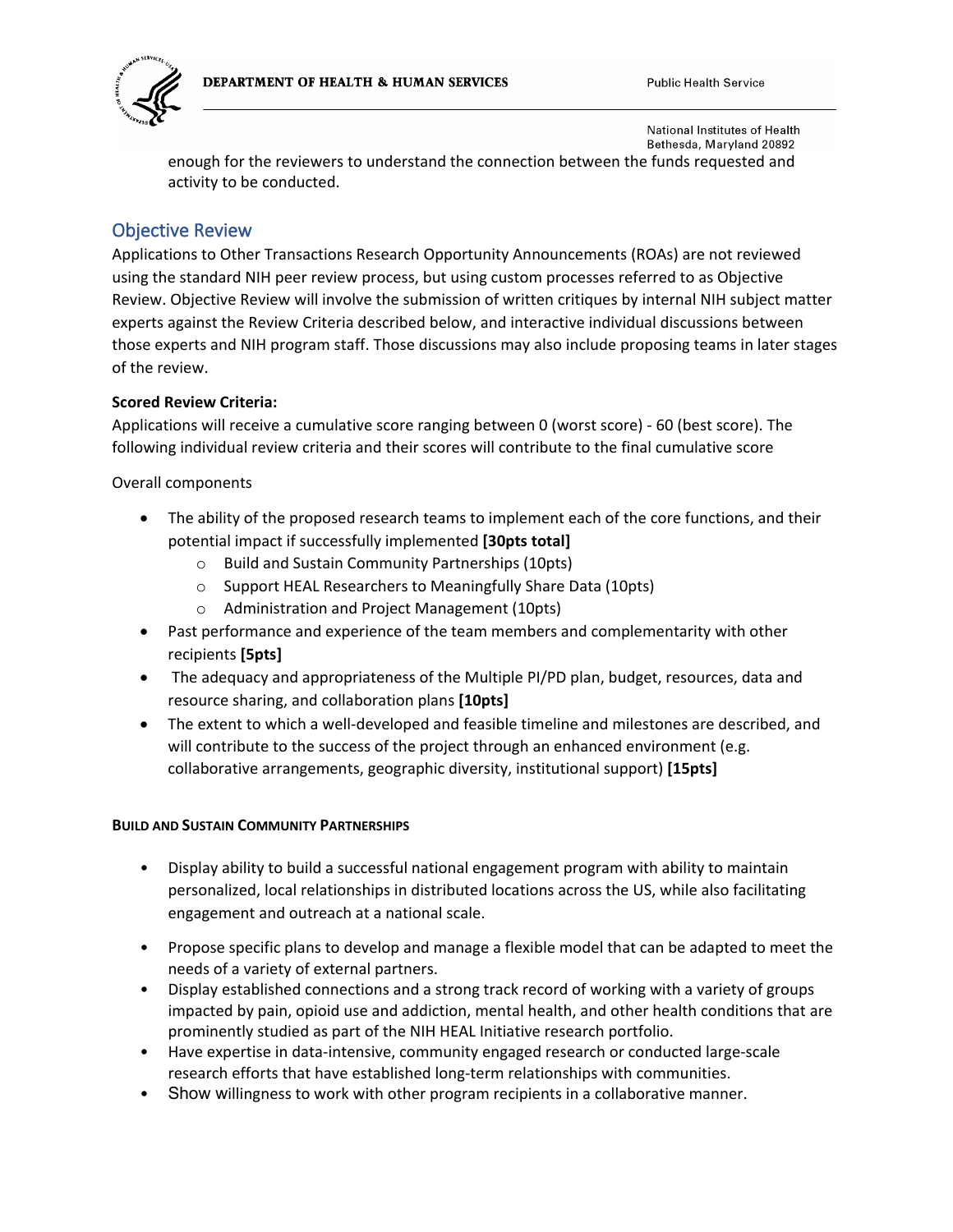enough for the reviewers to understand the connection between the funds requested and activity to be conducted.

## Objective Review

Applications to Other Transactions Research Opportunity Announcements (ROAs) are not reviewed using the standard NIH peer review process, but using custom processes referred to as Objective Review. Objective Review will involve the submission of written critiques by internal NIH subject matter experts against the Review Criteria described below, and interactive individual discussions between those experts and NIH program staff. Those discussions may also include proposing teams in later stages of the review.

**Scored Review Criteria:**

Applications will receive a cumulative score ranging between 0 (worst score) - 60 (best score). The following individual review criteria and their scores will contribute to the final cumulative score

Overall components

- The ability of the proposed research teams to implement each of the core functions, and their potential impact if successfully implemented **[30pts total]**
  - Build and Sustain Community Partnerships (10pts)
  - Support HEAL Researchers to Meaningfully Share Data (10pts)
  - Administration and Project Management (10pts)
- Past performance and experience of the team members and complementarity with other recipients **[5pts]**
- The adequacy and appropriateness of the Multiple PI/PD plan, budget, resources, data and resource sharing, and collaboration plans **[10pts]**
- The extent to which a well-developed and feasible timeline and milestones are described, and will contribute to the success of the project through an enhanced environment (e.g. collaborative arrangements, geographic diversity, institutional support) **[15pts]**

**BUILD AND SUSTAIN COMMUNITY PARTNERSHIPS**

- Display ability to build a successful national engagement program with ability to maintain personalized, local relationships in distributed locations across the US, while also facilitating engagement and outreach at a national scale.
- Propose specific plans to develop and manage a flexible model that can be adapted to meet the needs of a variety of external partners.
- Display established connections and a strong track record of working with a variety of groups impacted by pain, opioid use and addiction, mental health, and other health conditions that are prominently studied as part of the NIH HEAL Initiative research portfolio.
- Have expertise in data-intensive, community engaged research or conducted large-scale research efforts that have established long-term relationships with communities.
- Show willingness to work with other program recipients in a collaborative manner.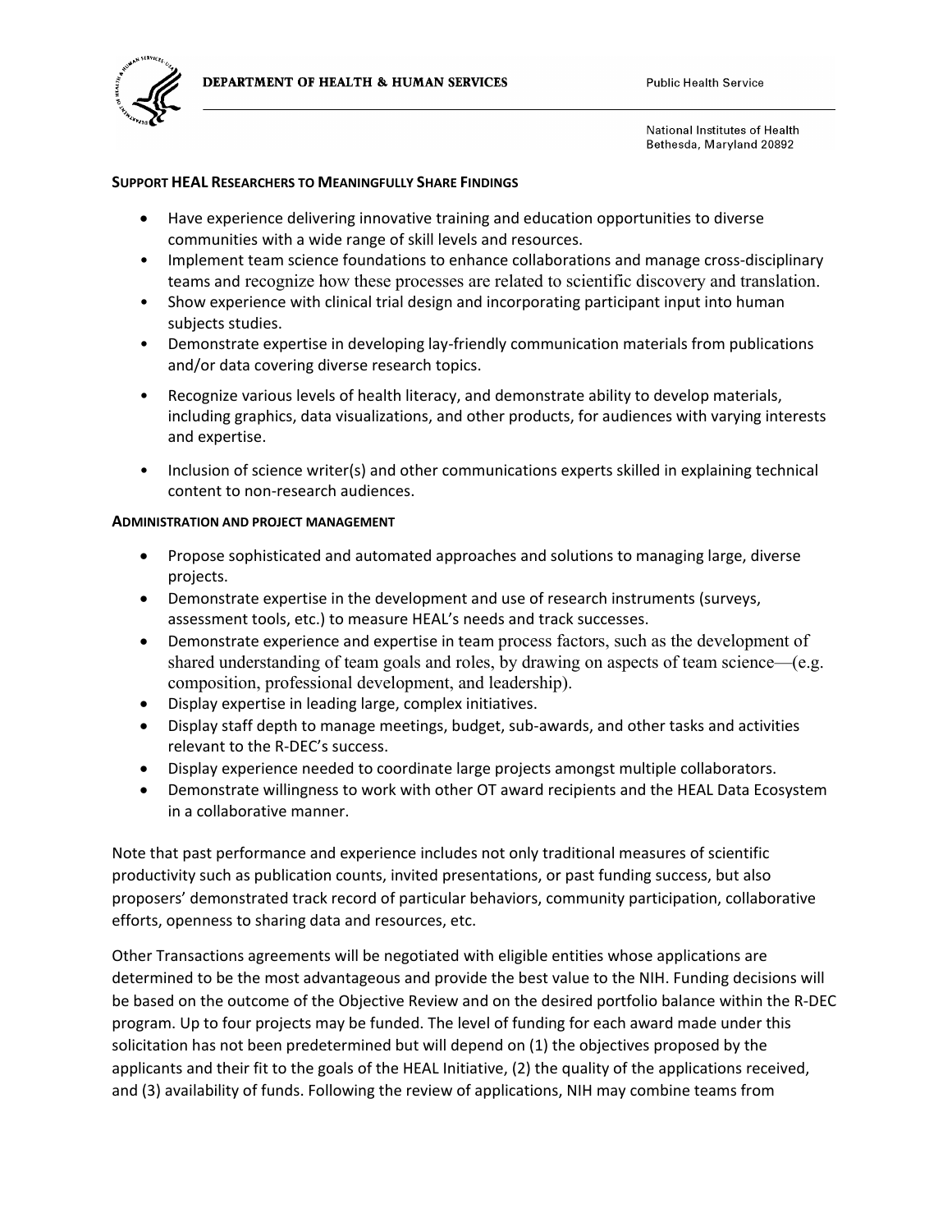**SUPPORT HEAL RESEARCHERS TO MEANINGFULLY SHARE FINDINGS**

- Have experience delivering innovative training and education opportunities to diverse communities with a wide range of skill levels and resources.
- Implement team science foundations to enhance collaborations and manage cross-disciplinary teams and recognize how these processes are related to scientific discovery and translation.
- Show experience with clinical trial design and incorporating participant input into human subjects studies.
- Demonstrate expertise in developing lay-friendly communication materials from publications and/or data covering diverse research topics.
- Recognize various levels of health literacy, and demonstrate ability to develop materials, including graphics, data visualizations, and other products, for audiences with varying interests and expertise.
- Inclusion of science writer(s) and other communications experts skilled in explaining technical content to non-research audiences.

**ADMINISTRATION AND PROJECT MANAGEMENT**

- Propose sophisticated and automated approaches and solutions to managing large, diverse projects.
- Demonstrate expertise in the development and use of research instruments (surveys, assessment tools, etc.) to measure HEAL's needs and track successes.
- Demonstrate experience and expertise in team process factors, such as the development of shared understanding of team goals and roles, by drawing on aspects of team science—(e.g. composition, professional development, and leadership).
- Display expertise in leading large, complex initiatives.
- Display staff depth to manage meetings, budget, sub-awards, and other tasks and activities relevant to the R-DEC's success.
- Display experience needed to coordinate large projects amongst multiple collaborators.
- Demonstrate willingness to work with other OT award recipients and the HEAL Data Ecosystem in a collaborative manner.

Note that past performance and experience includes not only traditional measures of scientific productivity such as publication counts, invited presentations, or past funding success, but also proposers' demonstrated track record of particular behaviors, community participation, collaborative efforts, openness to sharing data and resources, etc.

Other Transactions agreements will be negotiated with eligible entities whose applications are determined to be the most advantageous and provide the best value to the NIH. Funding decisions will be based on the outcome of the Objective Review and on the desired portfolio balance within the R-DEC program. Up to four projects may be funded. The level of funding for each award made under this solicitation has not been predetermined but will depend on (1) the objectives proposed by the applicants and their fit to the goals of the HEAL Initiative, (2) the quality of the applications received, and (3) availability of funds. Following the review of applications, NIH may combine teams from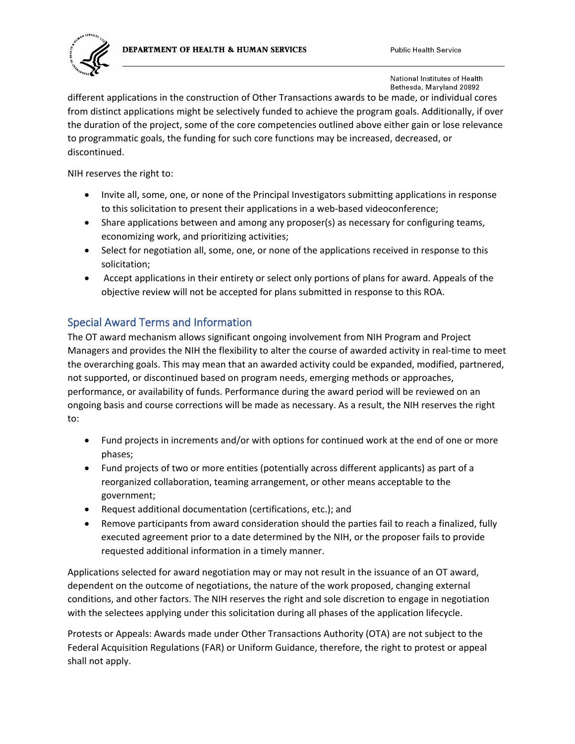different applications in the construction of Other Transactions awards to be made, or individual cores from distinct applications might be selectively funded to achieve the program goals. Additionally, if over the duration of the project, some of the core competencies outlined above either gain or lose relevance to programmatic goals, the funding for such core functions may be increased, decreased, or discontinued.

NIH reserves the right to:

- Invite all, some, one, or none of the Principal Investigators submitting applications in response to this solicitation to present their applications in a web-based videoconference;
- Share applications between and among any proposer(s) as necessary for configuring teams, economizing work, and prioritizing activities;
- Select for negotiation all, some, one, or none of the applications received in response to this solicitation;
- Accept applications in their entirety or select only portions of plans for award. Appeals of the objective review will not be accepted for plans submitted in response to this ROA.

## Special Award Terms and Information

The OT award mechanism allows significant ongoing involvement from NIH Program and Project Managers and provides the NIH the flexibility to alter the course of awarded activity in real-time to meet the overarching goals. This may mean that an awarded activity could be expanded, modified, partnered, not supported, or discontinued based on program needs, emerging methods or approaches, performance, or availability of funds. Performance during the award period will be reviewed on an ongoing basis and course corrections will be made as necessary. As a result, the NIH reserves the right to:

- Fund projects in increments and/or with options for continued work at the end of one or more phases;
- Fund projects of two or more entities (potentially across different applicants) as part of a reorganized collaboration, teaming arrangement, or other means acceptable to the government;
- Request additional documentation (certifications, etc.); and
- Remove participants from award consideration should the parties fail to reach a finalized, fully executed agreement prior to a date determined by the NIH, or the proposer fails to provide requested additional information in a timely manner.

Applications selected for award negotiation may or may not result in the issuance of an OT award, dependent on the outcome of negotiations, the nature of the work proposed, changing external conditions, and other factors. The NIH reserves the right and sole discretion to engage in negotiation with the selectees applying under this solicitation during all phases of the application lifecycle.

Protests or Appeals: Awards made under Other Transactions Authority (OTA) are not subject to the Federal Acquisition Regulations (FAR) or Uniform Guidance, therefore, the right to protest or appeal shall not apply.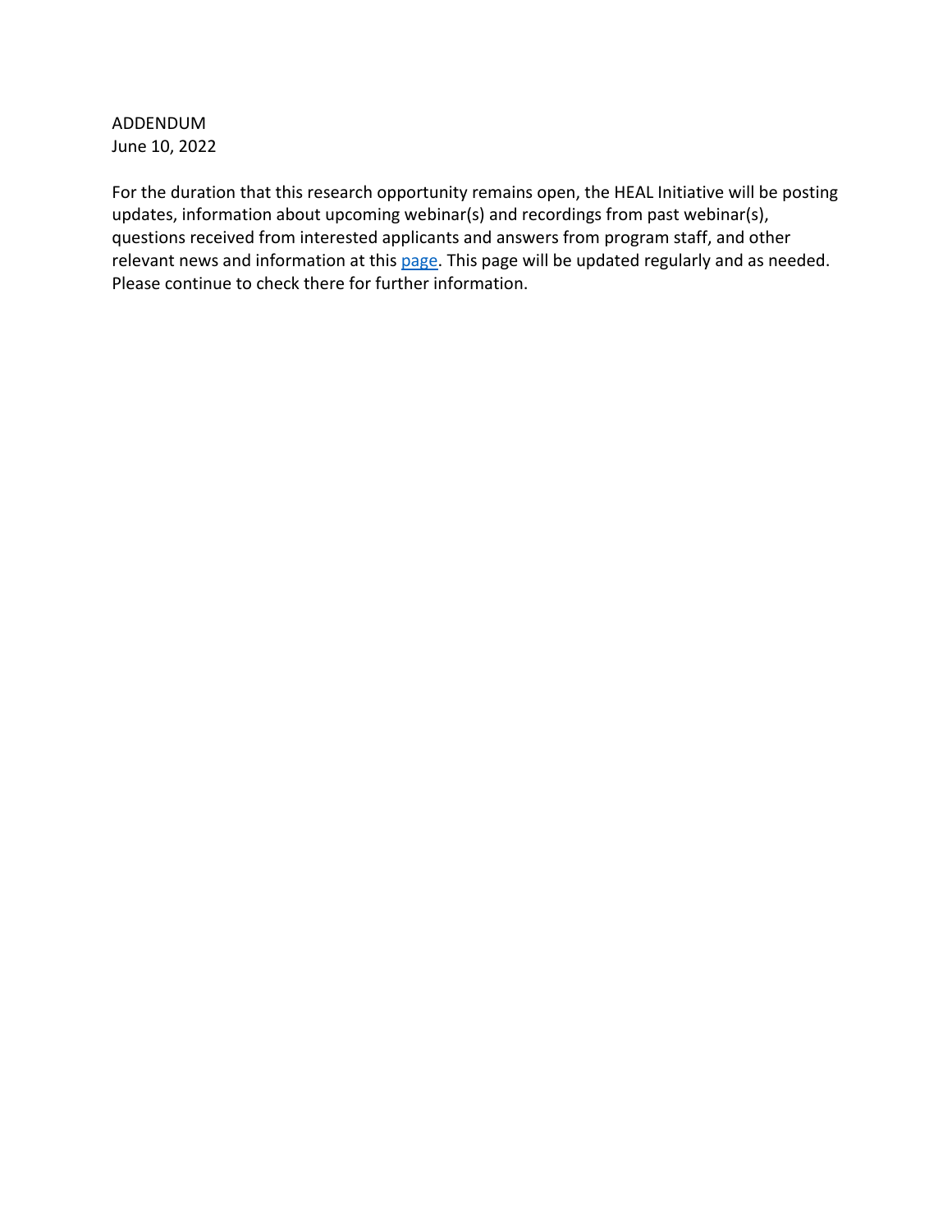ADDENDUM
June 10, 2022

For the duration that this research opportunity remains open, the HEAL Initiative will be posting updates, information about upcoming webinar(s) and recordings from past webinar(s), questions received from interested applicants and answers from program staff, and other relevant news and information at this page. This page will be updated regularly and as needed. Please continue to check there for further information.